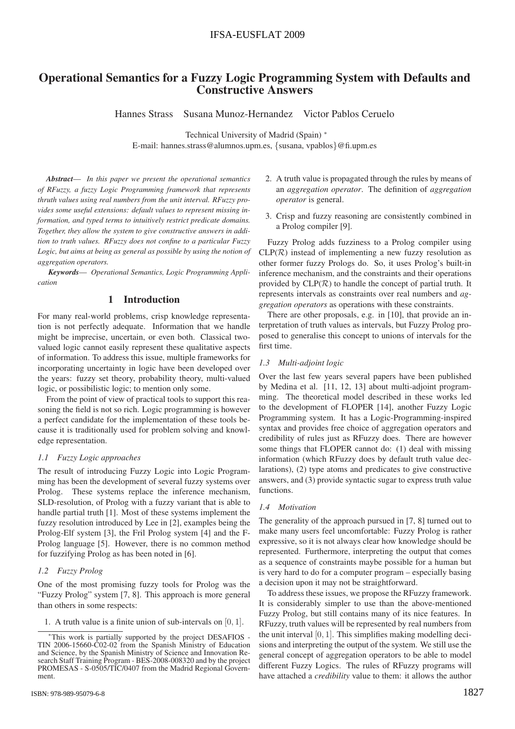# Operational Semantics for a Fuzzy Logic Programming System with Defaults and Constructive Answers

Hannes Strass Susana Munoz-Hernandez Victor Pablos Ceruelo

Technical University of Madrid (Spain) [*]
E-mail: hannes.strass@alumnos.upm.es, {susana, vpablos}@fi.upm.es

***Abstract***— *In this paper we present the operational semantics of RFuzzy, a fuzzy Logic Programming framework that represents thruth values using real numbers from the unit interval. RFuzzy provides some useful extensions: default values to represent missing information, and typed terms to intuitively restrict predicate domains. Together, they allow the system to give constructive answers in addition to truth values. RFuzzy does not confine to a particular Fuzzy Logic, but aims at being as general as possible by using the notion of aggregation operators.*

***Keywords***— *Operational Semantics, Logic Programming Application*

## 1 Introduction

For many real-world problems, crisp knowledge representation is not perfectly adequate. Information that we handle might be imprecise, uncertain, or even both. Classical two-valued logic cannot easily represent these qualitative aspects of information. To address this issue, multiple frameworks for incorporating uncertainty in logic have been developed over the years: fuzzy set theory, probability theory, multi-valued logic, or possibilistic logic; to mention only some.

From the point of view of practical tools to support this reasoning the field is not so rich. Logic programming is however a perfect candidate for the implementation of these tools because it is traditionally used for problem solving and knowledge representation.

### *1.1 Fuzzy Logic approaches*

The result of introducing Fuzzy Logic into Logic Programming has been the development of several fuzzy systems over Prolog. These systems replace the inference mechanism, SLD-resolution, of Prolog with a fuzzy variant that is able to handle partial truth [1]. Most of these systems implement the fuzzy resolution introduced by Lee in [2], examples being the Prolog-Elf system [3], the Fril Prolog system [4] and the F-Prolog language [5]. However, there is no common method for fuzzifying Prolog as has been noted in [6].

### *1.2 Fuzzy Prolog*

One of the most promising fuzzy tools for Prolog was the "Fuzzy Prolog" system [7, 8]. This approach is more general than others in some respects:

1. A truth value is a finite union of sub-intervals on $[0, 1]$.
2. A truth value is propagated through the rules by means of an *aggregation operator*. The definition of *aggregation operator* is general.
3. Crisp and fuzzy reasoning are consistently combined in a Prolog compiler [9].

Fuzzy Prolog adds fuzziness to a Prolog compiler using $\mathrm{CLP}(\mathcal{R})$ instead of implementing a new fuzzy resolution as other former fuzzy Prologs do. So, it uses Prolog's built-in inference mechanism, and the constraints and their operations provided by $\mathrm{CLP}(\mathcal{R})$ to handle the concept of partial truth. It represents intervals as constraints over real numbers and *aggregation operators* as operations with these constraints.

There are other proposals, e.g. in [10], that provide an interpretation of truth values as intervals, but Fuzzy Prolog proposed to generalise this concept to unions of intervals for the first time.

### *1.3 Multi-adjoint logic*

Over the last few years several papers have been published by Medina et al. [11, 12, 13] about multi-adjoint programming. The theoretical model described in these works led to the development of FLOPER [14], another Fuzzy Logic Programming system. It has a Logic-Programming-inspired syntax and provides free choice of aggregation operators and credibility of rules just as RFuzzy does. There are however some things that FLOPER cannot do: (1) deal with missing information (which RFuzzy does by default truth value declarations), (2) type atoms and predicates to give constructive answers, and (3) provide syntactic sugar to express truth value functions.

### *1.4 Motivation*

The generality of the approach pursued in [7, 8] turned out to make many users feel uncomfortable: Fuzzy Prolog is rather expressive, so it is not always clear how knowledge should be represented. Furthermore, interpreting the output that comes as a sequence of constraints maybe possible for a human but is very hard to do for a computer program – especially basing a decision upon it may not be straightforward.

To address these issues, we propose the RFuzzy framework. It is considerably simpler to use than the above-mentioned Fuzzy Prolog, but still contains many of its nice features. In RFuzzy, truth values will be represented by real numbers from the unit interval $[0, 1]$. This simplifies making modelling decisions and interpreting the output of the system. We still use the general concept of aggregation operators to be able to model different Fuzzy Logics. The rules of RFuzzy programs will have attached a *credibility* value to them: it allows the author

[*] This work is partially supported by the project DESAFIOS - TIN 2006-15660-C02-02 from the Spanish Ministry of Education and Science, by the Spanish Ministry of Science and Innovation Research Staff Training Program - BES-2008-008320 and by the project PROMESAS - S-0505/TIC/0407 from the Madrid Regional Government.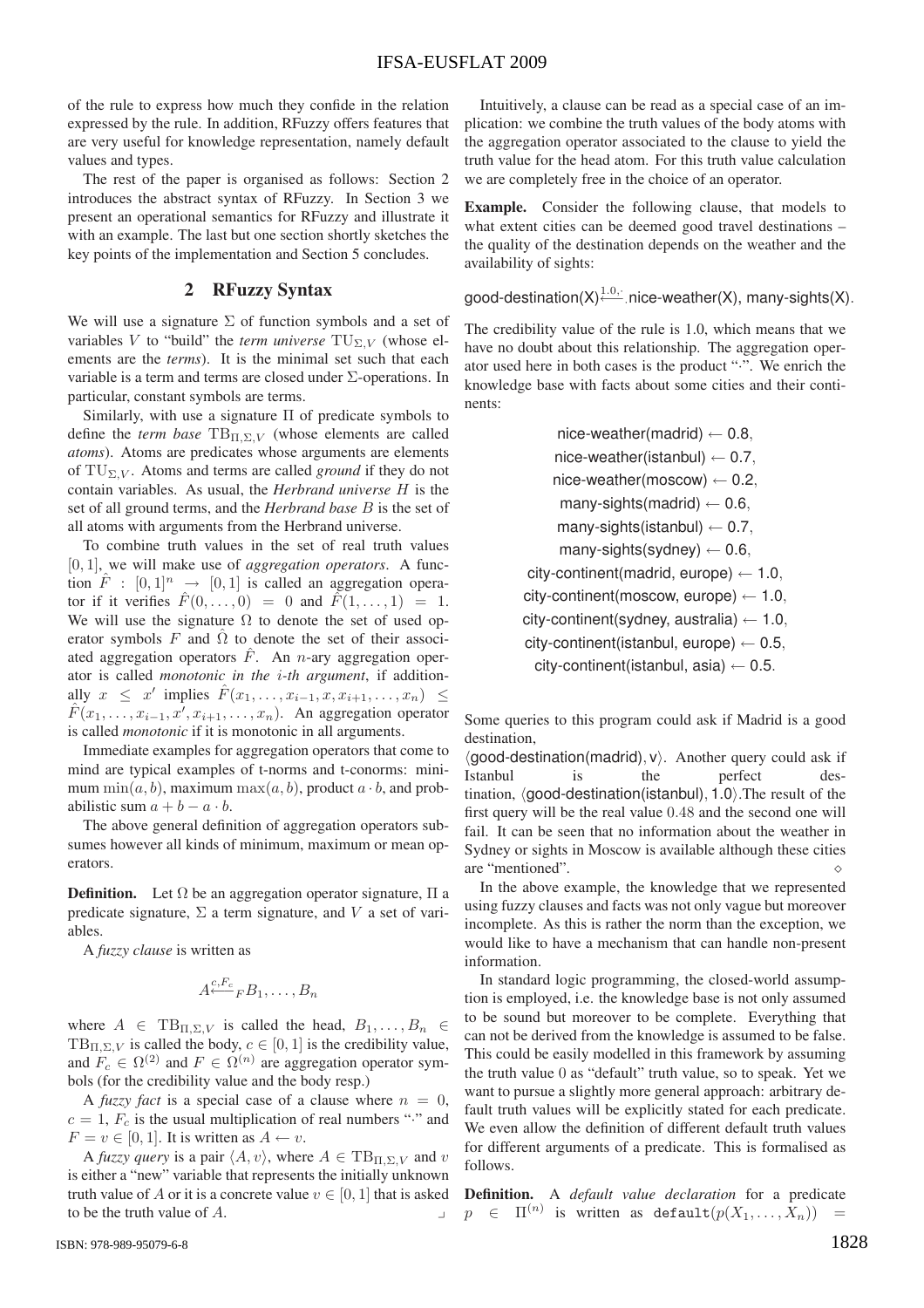of the rule to express how much they confide in the relation expressed by the rule. In addition, RFuzzy offers features that are very useful for knowledge representation, namely default values and types.

The rest of the paper is organised as follows: Section 2 introduces the abstract syntax of RFuzzy. In Section 3 we present an operational semantics for RFuzzy and illustrate it with an example. The last but one section shortly sketches the key points of the implementation and Section 5 concludes.

## 2 RFuzzy Syntax

We will use a signature $\Sigma$ of function symbols and a set of variables $V$ to "build" the *term universe* $\mathrm{TU}_{\Sigma,V}$ (whose elements are the *terms*). It is the minimal set such that each variable is a term and terms are closed under $\Sigma$-operations. In particular, constant symbols are terms.

Similarly, with use a signature $\Pi$ of predicate symbols to define the *term base* $\mathrm{TB}_{\Pi,\Sigma,V}$ (whose elements are called *atoms*). Atoms are predicates whose arguments are elements of $\mathrm{TU}_{\Sigma,V}$. Atoms and terms are called *ground* if they do not contain variables. As usual, the *Herbrand universe* $H$ is the set of all ground terms, and the *Herbrand base* $B$ is the set of all atoms with arguments from the Herbrand universe.

To combine truth values in the set of real truth values $[0,1]$, we will make use of *aggregation operators*. A function $\hat{F} : [0,1]^n \rightarrow [0,1]$ is called an aggregation operator if it verifies $\hat{F}(0,\ldots,0) = 0$ and $\hat{F}(1,\ldots,1) = 1$. We will use the signature $\Omega$ to denote the set of used operator symbols $F$ and $\hat{\Omega}$ to denote the set of their associated aggregation operators $\hat{F}$. An $n$-ary aggregation operator is called *monotonic in the* $i$*-th argument*, if additionally $x \leq x'$ implies $\hat{F}(x_1,\ldots,x_{i-1},x,x_{i+1},\ldots,x_n) \leq \hat{F}(x_1,\ldots,x_{i-1},x',x_{i+1},\ldots,x_n)$. An aggregation operator is called *monotonic* if it is monotonic in all arguments.

Immediate examples for aggregation operators that come to mind are typical examples of t-norms and t-conorms: minimum $\min(a,b)$, maximum $\max(a,b)$, product $a \cdot b$, and probabilistic sum $a + b - a \cdot b$.

The above general definition of aggregation operators subsumes however all kinds of minimum, maximum or mean operators.

**Definition.** Let $\Omega$ be an aggregation operator signature, $\Pi$ a predicate signature, $\Sigma$ a term signature, and $V$ a set of variables.

A *fuzzy clause* is written as

$$A \overset{c,F_c}{\longleftarrow}_F B_1,\ldots,B_n$$

where $A \in \mathrm{TB}_{\Pi,\Sigma,V}$ is called the head, $B_1,\ldots,B_n \in \mathrm{TB}_{\Pi,\Sigma,V}$ is called the body, $c \in [0,1]$ is the credibility value, and $F_c \in \Omega^{(2)}$ and $F \in \Omega^{(n)}$ are aggregation operator symbols (for the credibility value and the body resp.)

A *fuzzy fact* is a special case of a clause where $n = 0$, $c = 1$, $F_c$ is the usual multiplication of real numbers "$\cdot$" and $F = v \in [0,1]$. It is written as $A \leftarrow v$.

A *fuzzy query* is a pair $\langle A, v\rangle$, where $A \in \mathrm{TB}_{\Pi,\Sigma,V}$ and $v$ is either a "new" variable that represents the initially unknown truth value of $A$ or it is a concrete value $v \in [0,1]$ that is asked to be the truth value of $A$. ⌟

Intuitively, a clause can be read as a special case of an implication: we combine the truth values of the body atoms with the aggregation operator associated to the clause to yield the truth value for the head atom. For this truth value calculation we are completely free in the choice of an operator.

**Example.** Consider the following clause, that models to what extent cities can be deemed good travel destinations – the quality of the destination depends on the weather and the availability of sights:

$$\text{good-destination(X)} \overset{1.0,\cdot}{\longleftarrow}_{\cdot} \text{nice-weather(X), many-sights(X)}.$$

The credibility value of the rule is 1.0, which means that we have no doubt about this relationship. The aggregation operator used here in both cases is the product "$\cdot$". We enrich the knowledge base with facts about some cities and their continents:

$$
\begin{gathered}
\text{nice-weather(madrid)} \leftarrow 0.8,\\
\text{nice-weather(istanbul)} \leftarrow 0.7,\\
\text{nice-weather(moscow)} \leftarrow 0.2,\\
\text{many-sights(madrid)} \leftarrow 0.6,\\
\text{many-sights(istanbul)} \leftarrow 0.7,\\
\text{many-sights(sydney)} \leftarrow 0.6,\\
\text{city-continent(madrid, europe)} \leftarrow 1.0,\\
\text{city-continent(moscow, europe)} \leftarrow 1.0,\\
\text{city-continent(sydney, australia)} \leftarrow 1.0,\\
\text{city-continent(istanbul, europe)} \leftarrow 0.5,\\
\text{city-continent(istanbul, asia)} \leftarrow 0.5.
\end{gathered}
$$

Some queries to this program could ask if Madrid is a good destination, $\langle \text{good-destination(madrid)}, \text{v}\rangle$. Another query could ask if Istanbul is the perfect destination, $\langle \text{good-destination(istanbul)}, 1.0\rangle$. The result of the first query will be the real value $0.48$ and the second one will fail. It can be seen that no information about the weather in Sydney or sights in Moscow is available although these cities are "mentioned". ⋄

In the above example, the knowledge that we represented using fuzzy clauses and facts was not only vague but moreover incomplete. As this is rather the norm than the exception, we would like to have a mechanism that can handle non-present information.

In standard logic programming, the closed-world assumption is employed, i.e. the knowledge base is not only assumed to be sound but moreover to be complete. Everything that can not be derived from the knowledge is assumed to be false. This could be easily modelled in this framework by assuming the truth value 0 as "default" truth value, so to speak. Yet we want to pursue a slightly more general approach: arbitrary default truth values will be explicitly stated for each predicate. We even allow the definition of different default truth values for different arguments of a predicate. This is formalised as follows.

**Definition.** A *default value declaration* for a predicate $p \in \Pi^{(n)}$ is written as $\texttt{default}(p(X_1,\ldots,X_n)) =$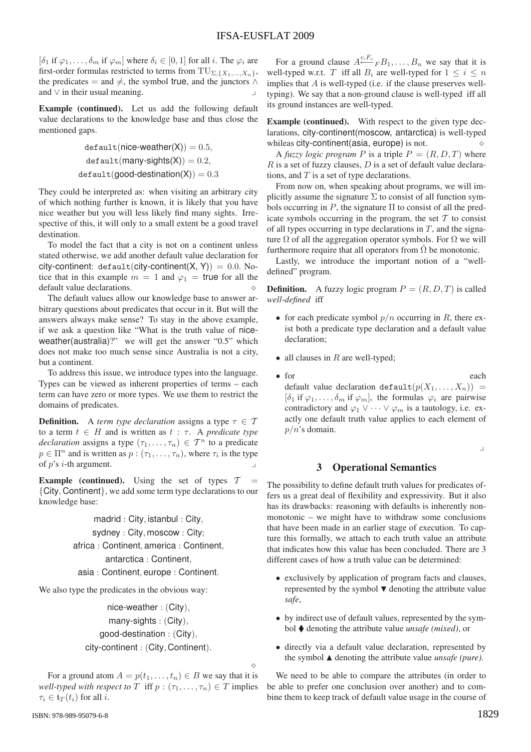$[\delta_1 \text{ if } \varphi_1, \ldots, \delta_m \text{ if } \varphi_m]$ where $\delta_i \in [0,1]$ for all $i$. The $\varphi_i$ are first-order formulas restricted to terms from $\mathrm{TU}_{\Sigma,\{X_1,\ldots,X_n\}}$, the predicates $=$ and $\neq$, the symbol true, and the junctors $\wedge$ and $\vee$ in their usual meaning. ⌟

**Example (continued).** Let us add the following default value declarations to the knowledge base and thus close the mentioned gaps.

$$\mathtt{default}(\text{nice-weather}(X)) = 0.5,$$
$$\mathtt{default}(\text{many-sights}(X)) = 0.2,$$
$$\mathtt{default}(\text{good-destination}(X)) = 0.3$$

They could be interpreted as: when visiting an arbitrary city of which nothing further is known, it is likely that you have nice weather but you will less likely find many sights. Irrespective of this, it will only to a small extent be a good travel destination.

To model the fact that a city is not on a continent unless stated otherwise, we add another default value declaration for city-continent: $\mathtt{default}(\text{city-continent}(X, Y)) = 0.0$. Notice that in this example $m = 1$ and $\varphi_1 = \text{true}$ for all the default value declarations. ◇

The default values allow our knowledge base to answer arbitrary questions about predicates that occur in it. But will the answers always make sense? To stay in the above example, if we ask a question like "What is the truth value of nice-weather(australia)?" we will get the answer "0.5" which does not make too much sense since Australia is not a city, but a continent.

To address this issue, we introduce types into the language. Types can be viewed as inherent properties of terms – each term can have zero or more types. We use them to restrict the domains of predicates.

**Definition.** A *term type declaration* assigns a type $\tau \in \mathcal{T}$ to a term $t \in H$ and is written as $t : \tau$. A *predicate type declaration* assigns a type $(\tau_1, \ldots, \tau_n) \in \mathcal{T}^n$ to a predicate $p \in \Pi^n$ and is written as $p : (\tau_1, \ldots, \tau_n)$, where $\tau_i$ is the type of $p$'s $i$-th argument. ⌟

**Example (continued).** Using the set of types $\mathcal{T} = \{\text{City}, \text{Continent}\}$, we add some term type declarations to our knowledge base:

$$\text{madrid} : \text{City}, \text{istanbul} : \text{City},$$
$$\text{sydney} : \text{City}, \text{moscow} : \text{City};$$
$$\text{africa} : \text{Continent}, \text{america} : \text{Continent},$$
$$\text{antarctica} : \text{Continent},$$
$$\text{asia} : \text{Continent}, \text{europe} : \text{Continent}.$$

We also type the predicates in the obvious way:

$$\text{nice-weather} : (\text{City}),$$
$$\text{many-sights} : (\text{City}),$$
$$\text{good-destination} : (\text{City}),$$
$$\text{city-continent} : (\text{City}, \text{Continent}).$$

◇

For a ground atom $A = p(t_1, \ldots, t_n) \in B$ we say that it is *well-typed with respect to* $T$ iff $p : (\tau_1, \ldots, \tau_n) \in T$ implies $\tau_i \in \mathfrak{t}_T(t_i)$ for all $i$.

For a ground clause $A \overset{c,F_c}{\longleftarrow}_F B_1, \ldots, B_n$ we say that it is well-typed w.r.t. $T$ iff all $B_i$ are well-typed for $1 \leq i \leq n$ implies that $A$ is well-typed (i.e. if the clause preserves well-typing). We say that a non-ground clause is well-typed iff all its ground instances are well-typed.

**Example (continued).** With respect to the given type declarations, city-continent(moscow, antarctica) is well-typed whileas city-continent(asia, europe) is not. ◇

A *fuzzy logic program* $P$ is a triple $P = (R, D, T)$ where $R$ is a set of fuzzy clauses, $D$ is a set of default value declarations, and $T$ is a set of type declarations.

From now on, when speaking about programs, we will implicitly assume the signature $\Sigma$ to consist of all function symbols occurring in $P$, the signature $\Pi$ to consist of all the predicate symbols occurring in the program, the set $\mathcal{T}$ to consist of all types occurring in type declarations in $T$, and the signature $\Omega$ of all the aggregation operator symbols. For $\Omega$ we will furthermore require that all operators from $\hat{\Omega}$ be monotonic.

Lastly, we introduce the important notion of a "well-defined" program.

**Definition.** A fuzzy logic program $P = (R, D, T)$ is called *well-defined* iff

- for each predicate symbol $p/n$ occurring in $R$, there exist both a predicate type declaration and a default value declaration;
- all clauses in $R$ are well-typed;
- for each default value declaration $\mathtt{default}(p(X_1, \ldots, X_n)) = [\delta_1 \text{ if } \varphi_1, \ldots, \delta_m \text{ if } \varphi_m]$, the formulas $\varphi_i$ are pairwise contradictory and $\varphi_1 \vee \cdots \vee \varphi_m$ is a tautology, i.e. exactly one default truth value applies to each element of $p/n$'s domain.

⌟

## 3 Operational Semantics

The possibility to define default truth values for predicates offers us a great deal of flexibility and expressivity. But it also has its drawbacks: reasoning with defaults is inherently non-monotonic – we might have to withdraw some conclusions that have been made in an earlier stage of execution. To capture this formally, we attach to each truth value an attribute that indicates how this value has been concluded. There are 3 different cases of how a truth value can be determined:

- exclusively by application of program facts and clauses, represented by the symbol ▼ denoting the attribute value *safe*,
- by indirect use of default values, represented by the symbol ⧫ denoting the attribute value *unsafe (mixed)*, or
- directly via a default value declaration, represented by the symbol ▲ denoting the attribute value *unsafe (pure)*.

We need to be able to compare the attributes (in order to be able to prefer one conclusion over another) and to combine them to keep track of default value usage in the course of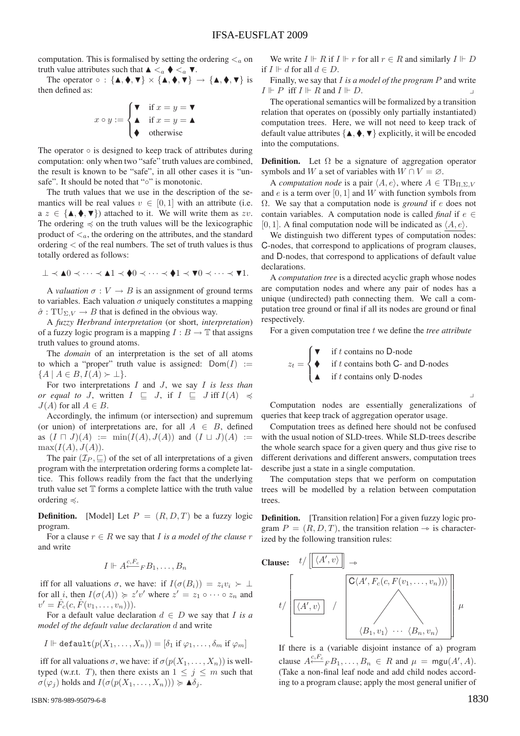computation. This is formalised by setting the ordering $<_a$ on truth value attributes such that $\blacktriangle <_a \blacklozenge <_a \blacktriangledown$.

The operator $\circ : \{\blacktriangle, \blacklozenge, \blacktriangledown\} \times \{\blacktriangle, \blacklozenge, \blacktriangledown\} \to \{\blacktriangle, \blacklozenge, \blacktriangledown\}$ is then defined as:

$$x \circ y := \begin{cases} \blacktriangledown & \text{if } x = y = \blacktriangledown \\ \blacktriangle & \text{if } x = y = \blacktriangle \\ \blacklozenge & \text{otherwise} \end{cases}$$

The operator $\circ$ is designed to keep track of attributes during computation: only when two "safe" truth values are combined, the result is known to be "safe", in all other cases it is "unsafe". It should be noted that "$\circ$" is monotonic.

The truth values that we use in the description of the semantics will be real values $v \in [0, 1]$ with an attribute (i.e. a $z \in \{\blacktriangle, \blacklozenge, \blacktriangledown\}$) attached to it. We will write them as $zv$. The ordering $\preccurlyeq$ on the truth values will be the lexicographic product of $<_a$, the ordering on the attributes, and the standard ordering $<$ of the real numbers. The set of truth values is thus totally ordered as follows:

$$\bot \prec \blacktriangle 0 \prec \cdots \prec \blacktriangle 1 \prec \blacklozenge 0 \prec \cdots \prec \blacklozenge 1 \prec \blacktriangledown 0 \prec \cdots \prec \blacktriangledown 1.$$

A *valuation* $\sigma : V \to B$ is an assignment of ground terms to variables. Each valuation $\sigma$ uniquely constitutes a mapping $\hat{\sigma} : \mathrm{TU}_{\Sigma,V} \to B$ that is defined in the obvious way.

A *fuzzy Herbrand interpretation* (or short, *interpretation*) of a fuzzy logic program is a mapping $I : B \to \mathbb{T}$ that assigns truth values to ground atoms.

The *domain* of an interpretation is the set of all atoms to which a "proper" truth value is assigned: $\mathsf{Dom}(I) := \{A \mid A \in B, I(A) \succ \bot\}$.

For two interpretations $I$ and $J$, we say *$I$ is less than or equal to $J$*, written $I \sqsubseteq J$, if $I \sqsubseteq J$ iff $I(A) \preccurlyeq J(A)$ for all $A \in B$.

Accordingly, the infimum (or intersection) and supremum (or union) of interpretations are, for all $A \in B$, defined as $(I \sqcap J)(A) := \min(I(A), J(A))$ and $(I \sqcup J)(A) := \max(I(A), J(A))$.

The pair $(\mathcal{I}_P, \sqsubseteq)$ of the set of all interpretations of a given program with the interpretation ordering forms a complete lattice. This follows readily from the fact that the underlying truth value set $\mathbb{T}$ forms a complete lattice with the truth value ordering $\preccurlyeq$.

**Definition.** [Model] Let $P = (R, D, T)$ be a fuzzy logic program.

For a clause $r \in R$ we say that *$I$ is a model of the clause $r$* and write

$$I \Vdash A \overset{c,F_c}{\longleftarrow}_F B_1, \ldots, B_n$$

iff for all valuations $\sigma$, we have: if $I(\sigma(B_i)) = z_i v_i \succ \bot$ for all $i$, then $I(\sigma(A)) \succcurlyeq z'v'$ where $z' = z_1 \circ \cdots \circ z_n$ and $v' = \hat{F}_c(c, \hat{F}(v_1, \ldots, v_n)))$.

For a default value declaration $d \in D$ we say that *$I$ is a model of the default value declaration $d$* and write

$$I \Vdash \mathtt{default}(p(X_1, \ldots, X_n)) = [\delta_1 \text{ if } \varphi_1, \ldots, \delta_m \text{ if } \varphi_m]$$

iff for all valuations $\sigma$, we have: if $\sigma(p(X_1, \ldots, X_n))$ is well-typed (w.r.t. $T$), then there exists an $1 \leq j \leq m$ such that $\sigma(\varphi_j)$ holds and $I(\sigma(p(X_1, \ldots, X_n))) \succcurlyeq \blacktriangle\delta_j$.

We write $I \Vdash R$ if $I \Vdash r$ for all $r \in R$ and similarly $I \Vdash D$ if $I \Vdash d$ for all $d \in D$.

Finally, we say that *$I$ is a model of the program $P$* and write $I \Vdash P$ iff $I \Vdash R$ and $I \Vdash D$. $\lrcorner$

The operational semantics will be formalized by a transition relation that operates on (possibly only partially instantiated) computation trees. Here, we will not need to keep track of default value attributes $\{\blacktriangle, \blacklozenge, \blacktriangledown\}$ explicitly, it will be encoded into the computations.

**Definition.** Let $\Omega$ be a signature of aggregation operator symbols and $W$ a set of variables with $W \cap V = \varnothing$.

A *computation node* is a pair $\langle A, e\rangle$, where $A \in \mathrm{TB}_{\Pi,\Sigma,V}$ and $e$ is a term over $[0, 1]$ and $W$ with function symbols from $\Omega$. We say that a computation node is *ground* if $e$ does not contain variables. A computation node is called *final* if $e \in [0, 1]$. A final computation node will be indicated as $\underline{\langle A, e\rangle}$.

We distinguish two different types of computation nodes: $\mathsf{C}$-nodes, that correspond to applications of program clauses, and $\mathsf{D}$-nodes, that correspond to applications of default value declarations.

A *computation tree* is a directed acyclic graph whose nodes are computation nodes and where any pair of nodes has a unique (undirected) path connecting them. We call a computation tree ground or final if all its nodes are ground or final respectively.

For a given computation tree $t$ we define the *tree attribute*

$$z_t = \begin{cases} \blacktriangledown & \text{if } t \text{ contains no } \mathsf{D}\text{-node} \\ \blacklozenge & \text{if } t \text{ contains both } \mathsf{C}\text{- and } \mathsf{D}\text{-nodes} \\ \blacktriangle & \text{if } t \text{ contains only } \mathsf{D}\text{-nodes} \end{cases}$$

$\lrcorner$

Computation nodes are essentially generalizations of queries that keep track of aggregation operator usage.

Computation trees as defined here should not be confused with the usual notion of SLD-trees. While SLD-trees describe the whole search space for a given query and thus give rise to different derivations and different answers, computation trees describe just a state in a single computation.

The computation steps that we perform on computation trees will be modelled by a relation between computation trees.

**Definition.** [Transition relation] For a given fuzzy logic program $P = (R, D, T)$, the transition relation $\multimap$ is characterized by the following transition rules:

**Clause:** $t / \left[\boxed{\langle A', v\rangle}\right] \multimap$

$$t / \left[ \boxed{\langle A', v\rangle} \;\Big/\; \boxed{\begin{array}{c} \mathsf{C}\langle A', F_c(c, F(v_1, \ldots, v_n))\rangle \\ \swarrow \quad \searrow \\ \langle B_1, v_1\rangle \;\cdots\; \langle B_n, v_n\rangle \end{array}} \right] \mu$$

If there is a (variable disjoint instance of a) program clause $A \overset{c,F_c}{\longleftarrow}_F B_1, \ldots, B_n \in R$ and $\mu = \mathsf{mgu}(A', A)$. (Take a non-final leaf node and add child nodes according to a program clause; apply the most general unifier of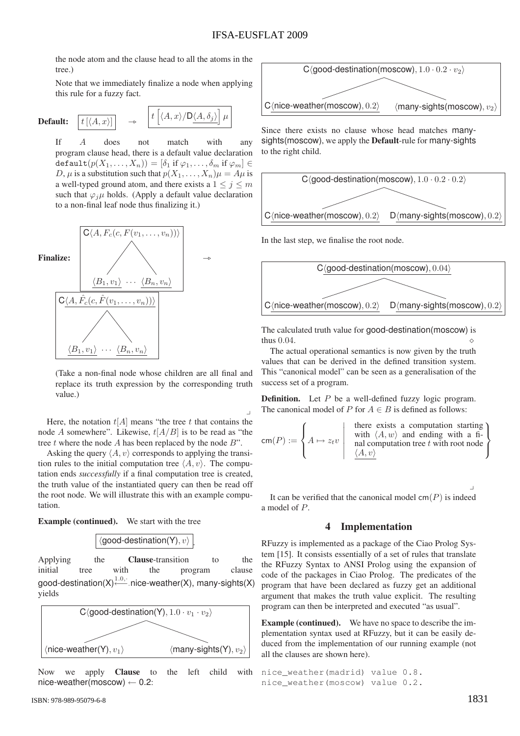the node atom and the clause head to all the atoms in the tree.)

Note that we immediately finalize a node when applying this rule for a fuzzy fact.

**Default:** $t\,[\langle A, x\rangle] \quad \multimap \quad t\left[\langle A, x\rangle / \mathsf{D}\underline{\langle A, \delta_j\rangle}\right]\mu$

If $A$ does not match with any program clause head, there is a default value declaration $\texttt{default}(p(X_1,\ldots,X_n)) = [\delta_1 \text{ if } \varphi_1, \ldots, \delta_m \text{ if } \varphi_m] \in D$, $\mu$ is a substitution such that $p(X_1,\ldots,X_n)\mu = A\mu$ is a well-typed ground atom, and there exists a $1 \leq j \leq m$ such that $\varphi_j\mu$ holds. (Apply a default value declaration to a non-final leaf node thus finalizing it.)

**Finalize:**

$$\begin{array}{c}\mathsf{C}\langle A, F_c(c, F(v_1,\ldots,v_n))\rangle \\ \underline{\langle B_1, v_1\rangle} \;\cdots\; \underline{\langle B_n, v_n\rangle}\end{array} \quad \multimap \quad \begin{array}{c}\mathsf{C}\underline{\langle A, \hat{F}_c(c, \hat{F}(v_1,\ldots,v_n))\rangle} \\ \underline{\langle B_1, v_1\rangle} \;\cdots\; \underline{\langle B_n, v_n\rangle}\end{array}$$

(Take a non-final node whose children are all final and replace its truth expression by the corresponding truth value.)

Here, the notation $t[A]$ means "the tree $t$ that contains the node $A$ somewhere". Likewise, $t[A/B]$ is to be read as "the tree $t$ where the node $A$ has been replaced by the node $B$".

Asking the query $\langle A, v\rangle$ corresponds to applying the transition rules to the initial computation tree $\langle A, v\rangle$. The computation ends *successfully* if a final computation tree is created, the truth value of the instantiated query can then be read off the root node. We will illustrate this with an example computation.

**Example (continued).** We start with the tree

$$\langle \text{good-destination(Y)}, v\rangle.$$

Applying the **Clause**-transition to the initial tree with the program clause good-destination(X)$\xleftarrow{1.0,\cdot}$ nice-weather(X), many-sights(X) yields

$$\begin{array}{c}\mathsf{C}\langle \text{good-destination(Y)}, 1.0 \cdot v_1 \cdot v_2\rangle \\ \langle \text{nice-weather(Y)}, v_1\rangle \qquad \langle \text{many-sights(Y)}, v_2\rangle\end{array}$$

Now we apply **Clause** to the left child with nice-weather(moscow) $\leftarrow$ 0.2:

$$\begin{array}{c}\mathsf{C}\langle \text{good-destination(moscow)}, 1.0 \cdot 0.2 \cdot v_2\rangle \\ \mathsf{C}\underline{\langle \text{nice-weather(moscow)}, 0.2\rangle} \qquad \langle \text{many-sights(moscow)}, v_2\rangle\end{array}$$

Since there exists no clause whose head matches many-sights(moscow), we apply the **Default**-rule for many-sights to the right child.

$$\begin{array}{c}\mathsf{C}\langle \text{good-destination(moscow)}, 1.0 \cdot 0.2 \cdot 0.2\rangle \\ \mathsf{C}\underline{\langle \text{nice-weather(moscow)}, 0.2\rangle} \qquad \mathsf{D}\underline{\langle \text{many-sights(moscow)}, 0.2\rangle}\end{array}$$

In the last step, we finalise the root node.

$$\begin{array}{c}\mathsf{C}\underline{\langle \text{good-destination(moscow)}, 0.04\rangle} \\ \mathsf{C}\underline{\langle \text{nice-weather(moscow)}, 0.2\rangle} \qquad \mathsf{D}\underline{\langle \text{many-sights(moscow)}, 0.2\rangle}\end{array}$$

The calculated truth value for good-destination(moscow) is thus $0.04$. $\diamond$

The actual operational semantics is now given by the truth values that can be derived in the defined transition system. This "canonical model" can be seen as a generalisation of the success set of a program.

**Definition.** Let $P$ be a well-defined fuzzy logic program. The canonical model of $P$ for $A \in B$ is defined as follows:

$$\mathsf{cm}(P) := \left\{ A \mapsto z_t v \;\middle|\; \begin{array}{l}\text{there exists a computation starting} \\ \text{with } \langle A, w\rangle \text{ and ending with a fi-} \\ \text{nal computation tree } t \text{ with root node} \\ \underline{\langle A, v\rangle}\end{array} \right\}$$

It can be verified that the canonical model $\mathsf{cm}(P)$ is indeed a model of $P$.

## 4 Implementation

RFuzzy is implemented as a package of the Ciao Prolog System [15]. It consists essentially of a set of rules that translate the RFuzzy Syntax to ANSI Prolog using the expansion of code of the packages in Ciao Prolog. The predicates of the program that have been declared as fuzzy get an additional argument that makes the truth value explicit. The resulting program can then be interpreted and executed "as usual".

**Example (continued).** We have no space to describe the implementation syntax used at RFuzzy, but it can be easily deduced from the implementation of our running example (not all the clauses are shown here).

```
nice_weather(madrid) value 0.8.
nice_weather(moscow) value 0.2.
```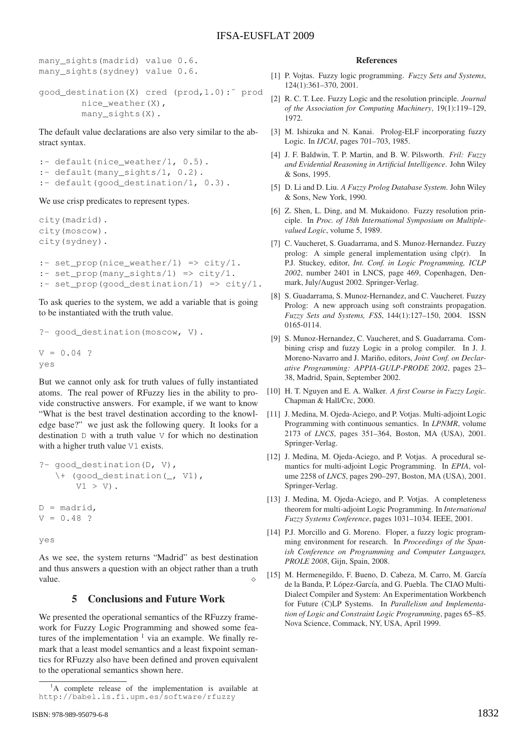```
many_sights(madrid) value 0.6.
many_sights(sydney) value 0.6.

good_destination(X) cred (prod,1.0):~ prod
        nice_weather(X),
        many_sights(X).
```

The default value declarations are also very similar to the abstract syntax.

```
:- default(nice_weather/1, 0.5).
:- default(many_sights/1, 0.2).
:- default(good_destination/1, 0.3).
```

We use crisp predicates to represent types.

```
city(madrid).
city(moscow).
city(sydney).

:- set_prop(nice_weather/1) => city/1.
:- set_prop(many_sights/1) => city/1.
:- set_prop(good_destination/1) => city/1.
```

To ask queries to the system, we add a variable that is going to be instantiated with the truth value.

```
?- good_destination(moscow, V).

V = 0.04 ?
yes
```

But we cannot only ask for truth values of fully instantiated atoms. The real power of RFuzzy lies in the ability to provide constructive answers. For example, if we want to know "What is the best travel destination according to the knowledge base?" we just ask the following query. It looks for a destination `D` with a truth value `V` for which no destination with a higher truth value `V1` exists.

```
?- good_destination(D, V),
   \+ (good_destination(_, V1),
       V1 > V).

D = madrid,
V = 0.48 ?

yes
```

As we see, the system returns "Madrid" as best destination and thus answers a question with an object rather than a truth value. ◇

## 5 Conclusions and Future Work

We presented the operational semantics of the RFuzzy framework for Fuzzy Logic Programming and showed some features of the implementation [1] via an example. We finally remark that a least model semantics and a least fixpoint semantics for RFuzzy also have been defined and proven equivalent to the operational semantics shown here.

[1] A complete release of the implementation is available at http://babel.ls.fi.upm.es/software/rfuzzy

## References

[1] P. Vojtas. Fuzzy logic programming. *Fuzzy Sets and Systems*, 124(1):361–370, 2001.

[2] R. C. T. Lee. Fuzzy Logic and the resolution principle. *Journal of the Association for Computing Machinery*, 19(1):119–129, 1972.

[3] M. Ishizuka and N. Kanai. Prolog-ELF incorporating fuzzy Logic. In *IJCAI*, pages 701–703, 1985.

[4] J. F. Baldwin, T. P. Martin, and B. W. Pilsworth. *Fril: Fuzzy and Evidential Reasoning in Artificial Intelligence*. John Wiley & Sons, 1995.

[5] D. Li and D. Liu. *A Fuzzy Prolog Database System*. John Wiley & Sons, New York, 1990.

[6] Z. Shen, L. Ding, and M. Mukaidono. Fuzzy resolution principle. In *Proc. of 18th International Symposium on Multiple-valued Logic*, volume 5, 1989.

[7] C. Vaucheret, S. Guadarrama, and S. Munoz-Hernandez. Fuzzy prolog: A simple general implementation using clp(r). In P.J. Stuckey, editor, *Int. Conf. in Logic Programming, ICLP 2002*, number 2401 in LNCS, page 469, Copenhagen, Denmark, July/August 2002. Springer-Verlag.

[8] S. Guadarrama, S. Munoz-Hernandez, and C. Vaucheret. Fuzzy Prolog: A new approach using soft constraints propagation. *Fuzzy Sets and Systems, FSS*, 144(1):127–150, 2004. ISSN 0165-0114.

[9] S. Munoz-Hernandez, C. Vaucheret, and S. Guadarrama. Combining crisp and fuzzy Logic in a prolog compiler. In J. J. Moreno-Navarro and J. Mariño, editors, *Joint Conf. on Declarative Programming: APPIA-GULP-PRODE 2002*, pages 23–38, Madrid, Spain, September 2002.

[10] H. T. Nguyen and E. A. Walker. *A first Course in Fuzzy Logic*. Chapman & Hall/Crc, 2000.

[11] J. Medina, M. Ojeda-Aciego, and P. Votjas. Multi-adjoint Logic Programming with continuous semantics. In *LPNMR*, volume 2173 of *LNCS*, pages 351–364, Boston, MA (USA), 2001. Springer-Verlag.

[12] J. Medina, M. Ojeda-Aciego, and P. Votjas. A procedural semantics for multi-adjoint Logic Programming. In *EPIA*, volume 2258 of *LNCS*, pages 290–297, Boston, MA (USA), 2001. Springer-Verlag.

[13] J. Medina, M. Ojeda-Aciego, and P. Votjas. A completeness theorem for multi-adjoint Logic Programming. In *International Fuzzy Systems Conference*, pages 1031–1034. IEEE, 2001.

[14] P.J. Morcillo and G. Moreno. Floper, a fuzzy logic programming environment for research. In *Proceedings of the Spanish Conference on Programming and Computer Languages, PROLE 2008*, Gijn, Spain, 2008.

[15] M. Hermenegildo, F. Bueno, D. Cabeza, M. Carro, M. García de la Banda, P. López-García, and G. Puebla. The CIAO Multi-Dialect Compiler and System: An Experimentation Workbench for Future (C)LP Systems. In *Parallelism and Implementation of Logic and Constraint Logic Programming*, pages 65–85. Nova Science, Commack, NY, USA, April 1999.